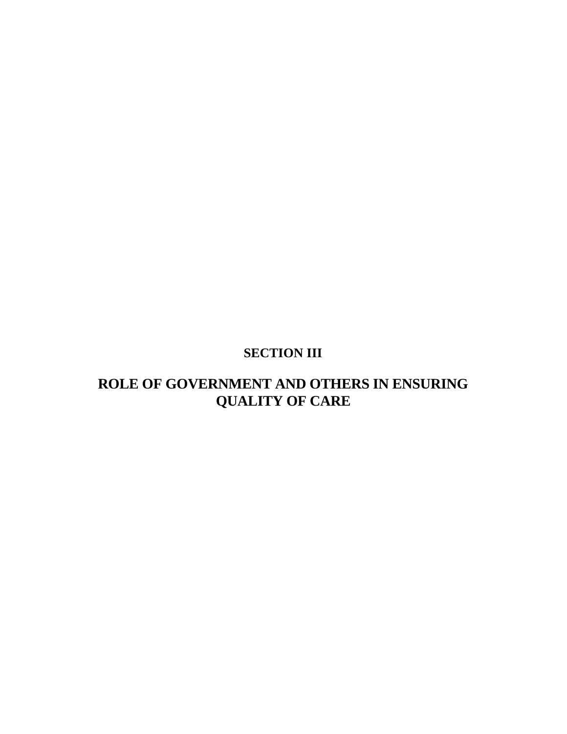# SECTION III

# ROLE OF GOVERNMENT AND OTHERS IN ENSURING QUALITY OF CARE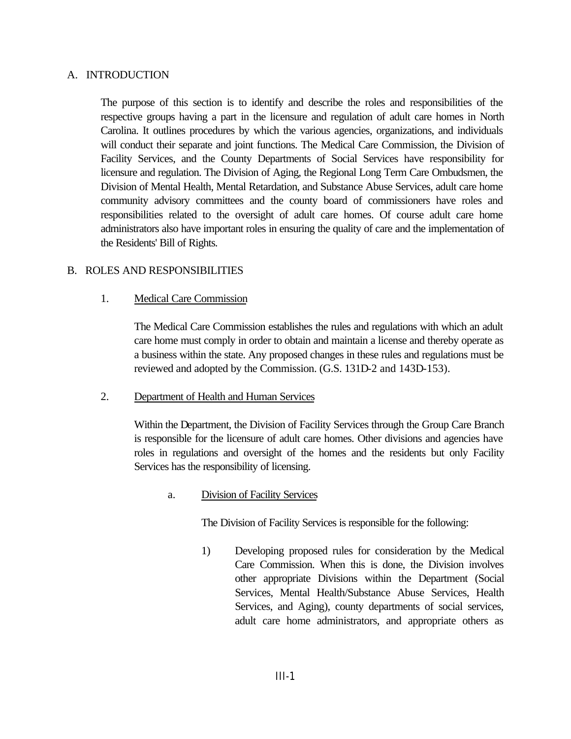## A. INTRODUCTION

The purpose of this section is to identify and describe the roles and responsibilities of the respective groups having a part in the licensure and regulation of adult care homes in North Carolina. It outlines procedures by which the various agencies, organizations, and individuals will conduct their separate and joint functions. The Medical Care Commission, the Division of Facility Services, and the County Departments of Social Services have responsibility for licensure and regulation. The Division of Aging, the Regional Long Term Care Ombudsmen, the Division of Mental Health, Mental Retardation, and Substance Abuse Services, adult care home community advisory committees and the county board of commissioners have roles and responsibilities related to the oversight of adult care homes. Of course adult care home administrators also have important roles in ensuring the quality of care and the implementation of the Residents' Bill of Rights.

## B. ROLES AND RESPONSIBILITIES

### 1. Medical Care Commission

The Medical Care Commission establishes the rules and regulations with which an adult care home must comply in order to obtain and maintain a license and thereby operate as a business within the state. Any proposed changes in these rules and regulations must be reviewed and adopted by the Commission. (G.S. 131D-2 and 143D-153).

### 2. Department of Health and Human Services

Within the Department, the Division of Facility Services through the Group Care Branch is responsible for the licensure of adult care homes. Other divisions and agencies have roles in regulations and oversight of the homes and the residents but only Facility Services has the responsibility of licensing.

#### a. Division of Facility Services

The Division of Facility Services is responsible for the following:

1) Developing proposed rules for consideration by the Medical Care Commission. When this is done, the Division involves other appropriate Divisions within the Department (Social Services, Mental Health/Substance Abuse Services, Health Services, and Aging), county departments of social services, adult care home administrators, and appropriate others as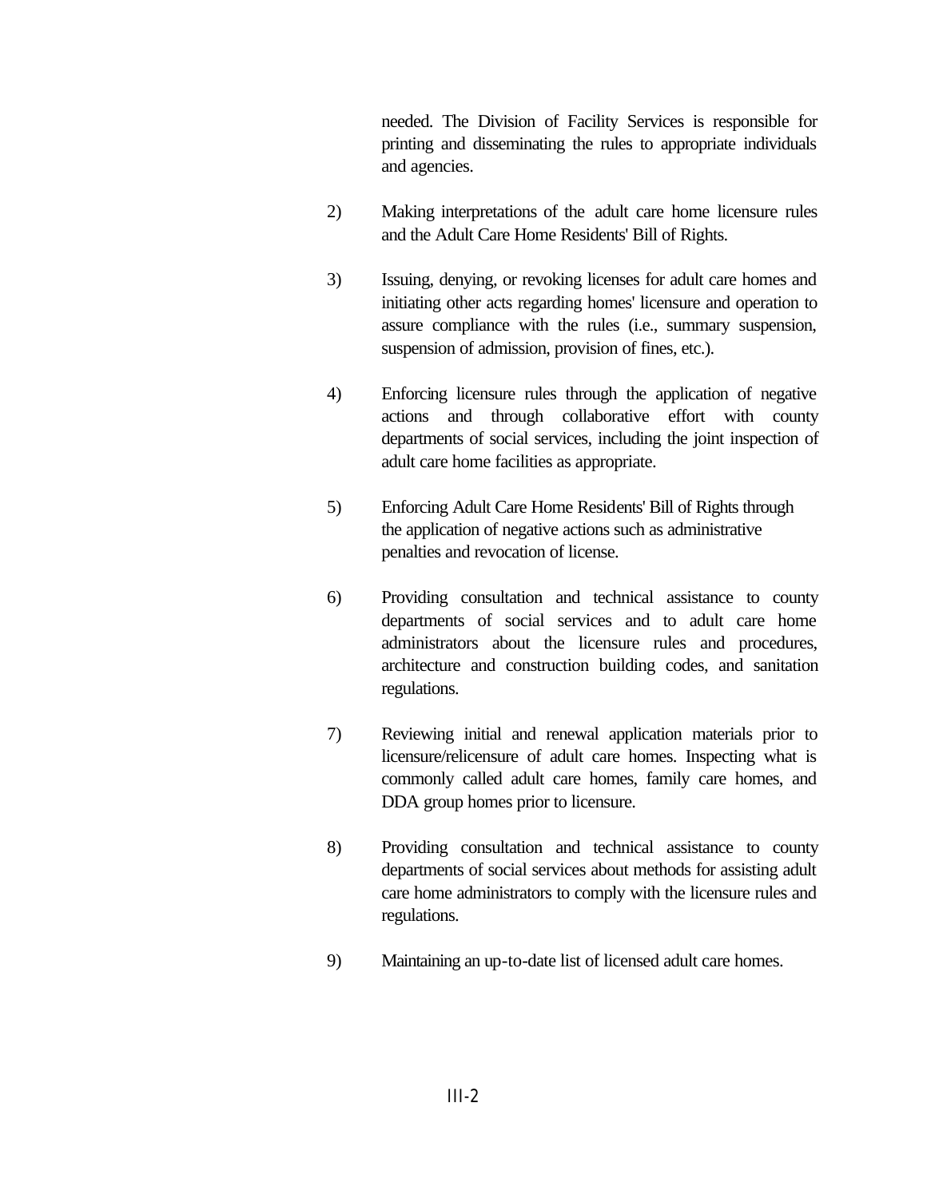needed. The Division of Facility Services is responsible for printing and disseminating the rules to appropriate individuals and agencies.

2) Making interpretations of the adult care home licensure rules and the Adult Care Home Residents' Bill of Rights.

3) Issuing, denying, or revoking licenses for adult care homes and initiating other acts regarding homes' licensure and operation to assure compliance with the rules (i.e., summary suspension, suspension of admission, provision of fines, etc.).

4) Enforcing licensure rules through the application of negative actions and through collaborative effort with county departments of social services, including the joint inspection of adult care home facilities as appropriate.

5) Enforcing Adult Care Home Residents' Bill of Rights through the application of negative actions such as administrative penalties and revocation of license.

6) Providing consultation and technical assistance to county departments of social services and to adult care home administrators about the licensure rules and procedures, architecture and construction building codes, and sanitation regulations.

7) Reviewing initial and renewal application materials prior to licensure/relicensure of adult care homes. Inspecting what is commonly called adult care homes, family care homes, and DDA group homes prior to licensure.

8) Providing consultation and technical assistance to county departments of social services about methods for assisting adult care home administrators to comply with the licensure rules and regulations.

9) Maintaining an up-to-date list of licensed adult care homes.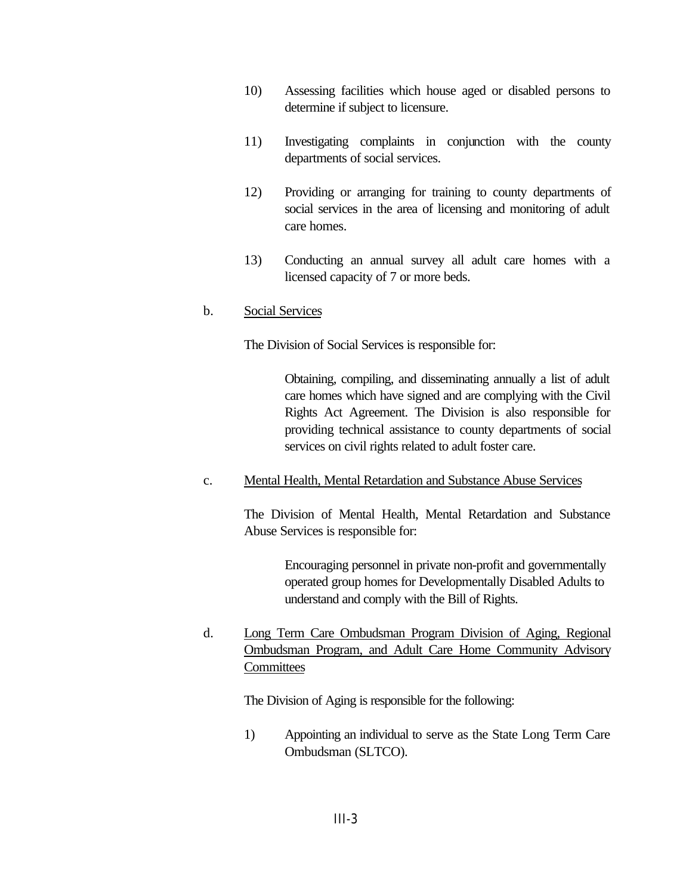10) Assessing facilities which house aged or disabled persons to determine if subject to licensure.

11) Investigating complaints in conjunction with the county departments of social services.

12) Providing or arranging for training to county departments of social services in the area of licensing and monitoring of adult care homes.

13) Conducting an annual survey all adult care homes with a licensed capacity of 7 or more beds.

b. <u>Social Services</u>

The Division of Social Services is responsible for:

> Obtaining, compiling, and disseminating annually a list of adult care homes which have signed and are complying with the Civil Rights Act Agreement. The Division is also responsible for providing technical assistance to county departments of social services on civil rights related to adult foster care.

c. <u>Mental Health, Mental Retardation and Substance Abuse Services</u>

The Division of Mental Health, Mental Retardation and Substance Abuse Services is responsible for:

> Encouraging personnel in private non-profit and governmentally operated group homes for Developmentally Disabled Adults to understand and comply with the Bill of Rights.

d. <u>Long Term Care Ombudsman Program Division of Aging, Regional Ombudsman Program, and Adult Care Home Community Advisory Committees</u>

The Division of Aging is responsible for the following:

1) Appointing an individual to serve as the State Long Term Care Ombudsman (SLTCO).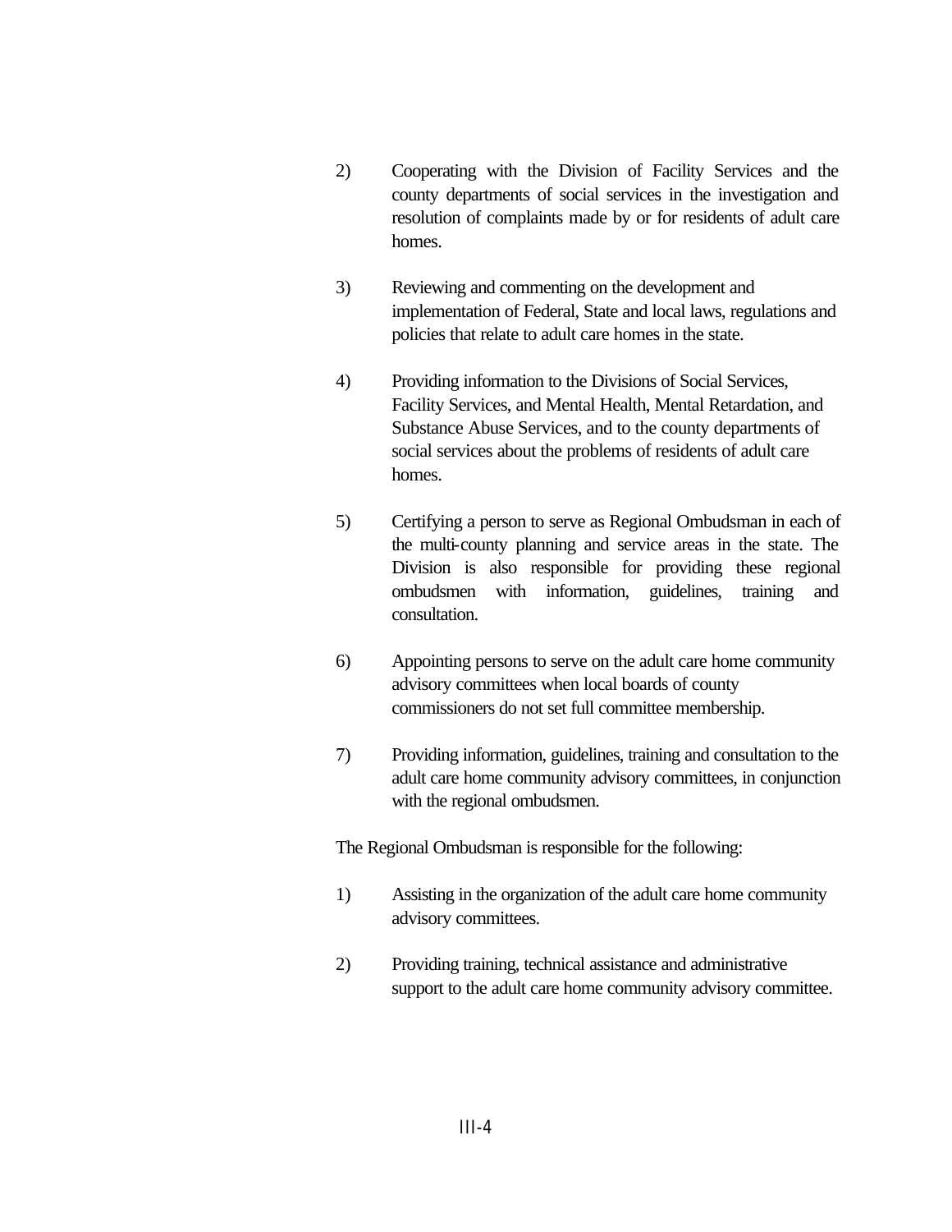2) Cooperating with the Division of Facility Services and the county departments of social services in the investigation and resolution of complaints made by or for residents of adult care homes.

3) Reviewing and commenting on the development and implementation of Federal, State and local laws, regulations and policies that relate to adult care homes in the state.

4) Providing information to the Divisions of Social Services, Facility Services, and Mental Health, Mental Retardation, and Substance Abuse Services, and to the county departments of social services about the problems of residents of adult care homes.

5) Certifying a person to serve as Regional Ombudsman in each of the multi-county planning and service areas in the state. The Division is also responsible for providing these regional ombudsmen with information, guidelines, training and consultation.

6) Appointing persons to serve on the adult care home community advisory committees when local boards of county commissioners do not set full committee membership.

7) Providing information, guidelines, training and consultation to the adult care home community advisory committees, in conjunction with the regional ombudsmen.

The Regional Ombudsman is responsible for the following:

1) Assisting in the organization of the adult care home community advisory committees.

2) Providing training, technical assistance and administrative support to the adult care home community advisory committee.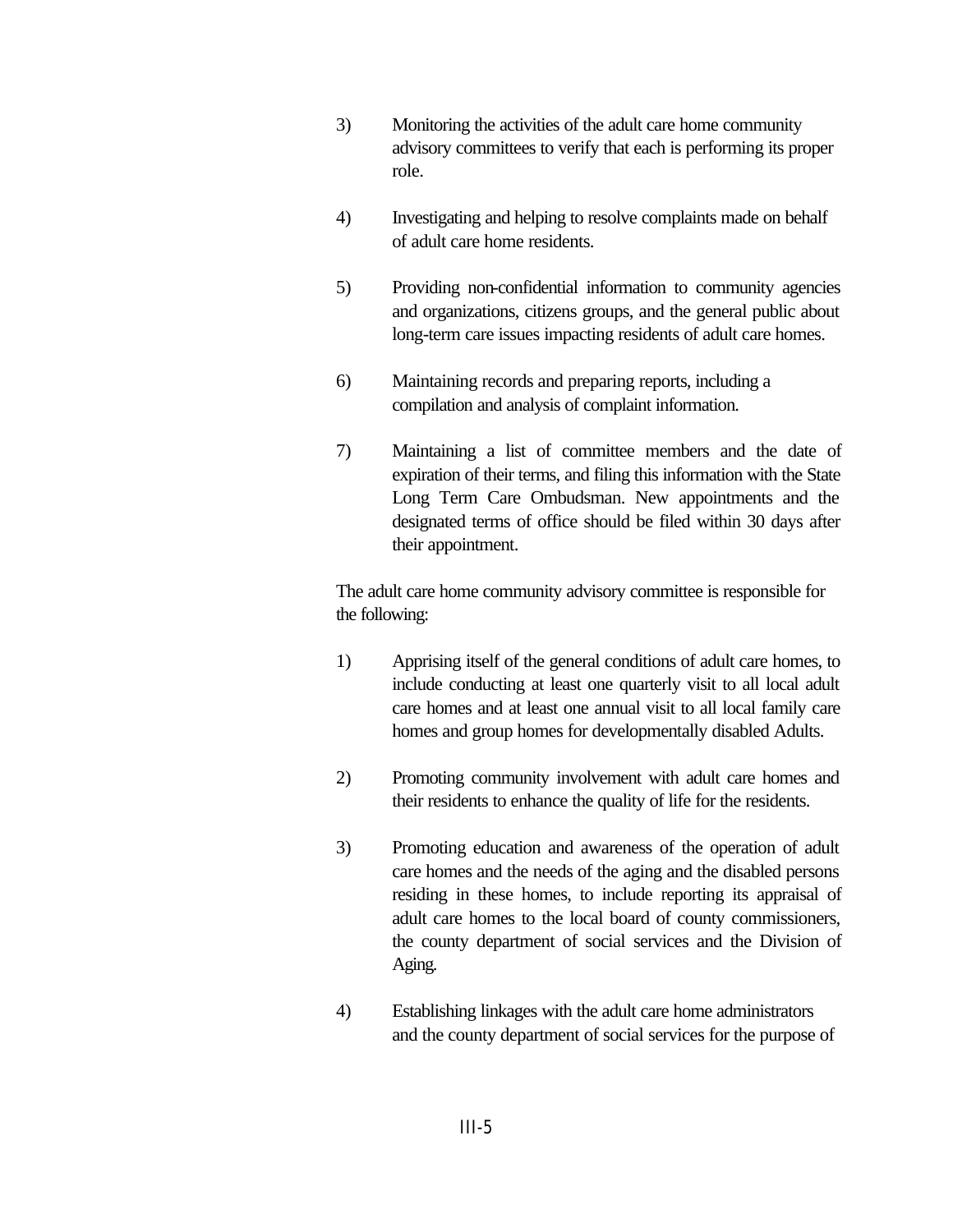3) Monitoring the activities of the adult care home community advisory committees to verify that each is performing its proper role.

4) Investigating and helping to resolve complaints made on behalf of adult care home residents.

5) Providing non-confidential information to community agencies and organizations, citizens groups, and the general public about long-term care issues impacting residents of adult care homes.

6) Maintaining records and preparing reports, including a compilation and analysis of complaint information.

7) Maintaining a list of committee members and the date of expiration of their terms, and filing this information with the State Long Term Care Ombudsman. New appointments and the designated terms of office should be filed within 30 days after their appointment.

The adult care home community advisory committee is responsible for the following:

1) Apprising itself of the general conditions of adult care homes, to include conducting at least one quarterly visit to all local adult care homes and at least one annual visit to all local family care homes and group homes for developmentally disabled Adults.

2) Promoting community involvement with adult care homes and their residents to enhance the quality of life for the residents.

3) Promoting education and awareness of the operation of adult care homes and the needs of the aging and the disabled persons residing in these homes, to include reporting its appraisal of adult care homes to the local board of county commissioners, the county department of social services and the Division of Aging.

4) Establishing linkages with the adult care home administrators and the county department of social services for the purpose of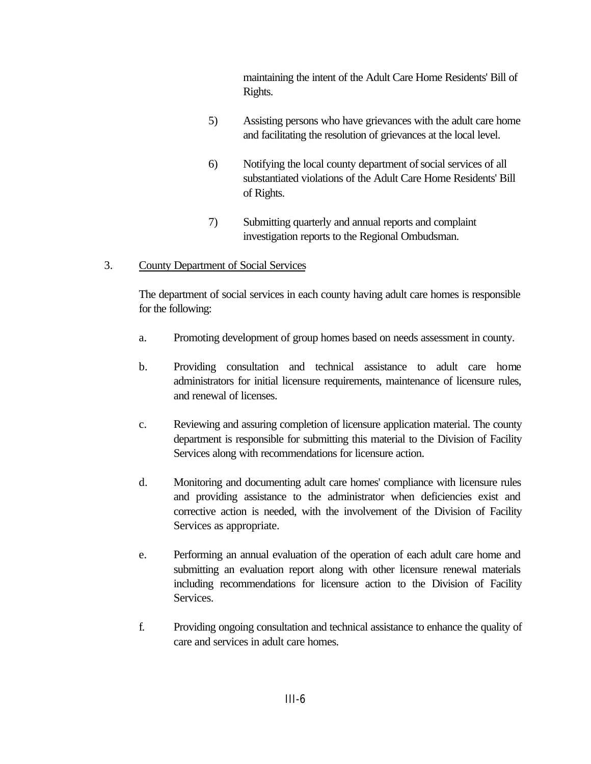maintaining the intent of the Adult Care Home Residents' Bill of Rights.

5) Assisting persons who have grievances with the adult care home and facilitating the resolution of grievances at the local level.

6) Notifying the local county department of social services of all substantiated violations of the Adult Care Home Residents' Bill of Rights.

7) Submitting quarterly and annual reports and complaint investigation reports to the Regional Ombudsman.

3. <u>County Department of Social Services</u>

The department of social services in each county having adult care homes is responsible for the following:

a. Promoting development of group homes based on needs assessment in county.

b. Providing consultation and technical assistance to adult care home administrators for initial licensure requirements, maintenance of licensure rules, and renewal of licenses.

c. Reviewing and assuring completion of licensure application material. The county department is responsible for submitting this material to the Division of Facility Services along with recommendations for licensure action.

d. Monitoring and documenting adult care homes' compliance with licensure rules and providing assistance to the administrator when deficiencies exist and corrective action is needed, with the involvement of the Division of Facility Services as appropriate.

e. Performing an annual evaluation of the operation of each adult care home and submitting an evaluation report along with other licensure renewal materials including recommendations for licensure action to the Division of Facility Services.

f. Providing ongoing consultation and technical assistance to enhance the quality of care and services in adult care homes.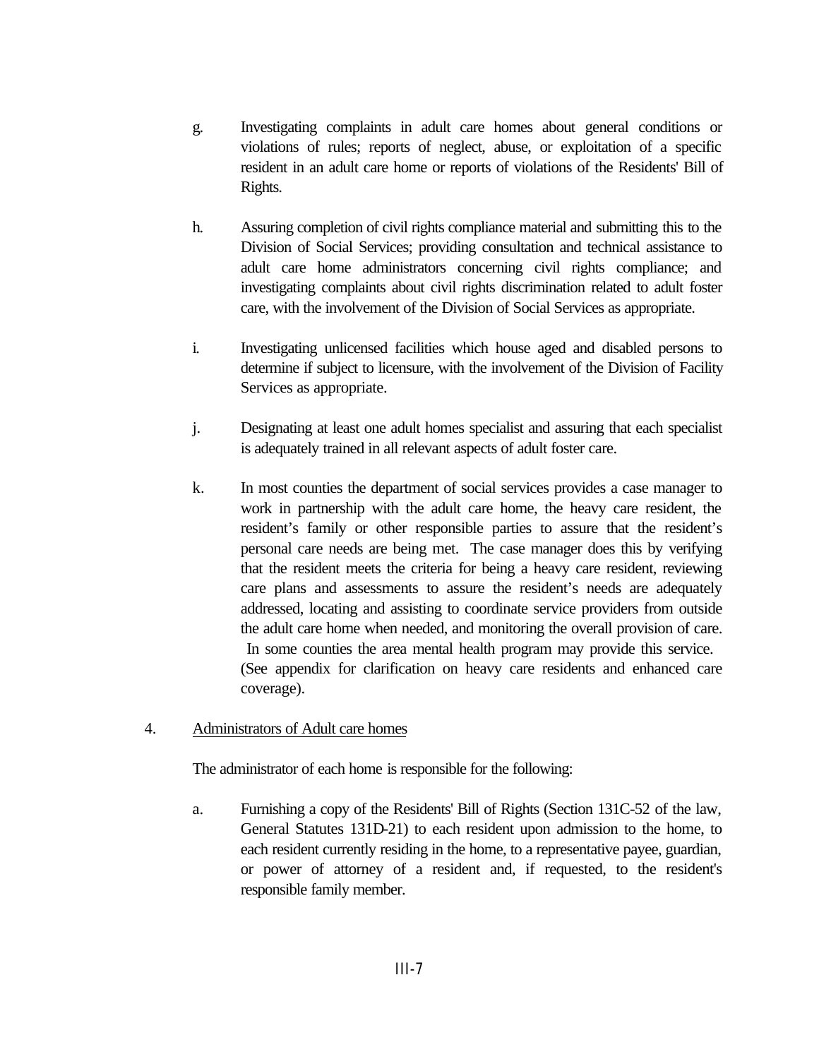g. Investigating complaints in adult care homes about general conditions or violations of rules; reports of neglect, abuse, or exploitation of a specific resident in an adult care home or reports of violations of the Residents' Bill of Rights.

h. Assuring completion of civil rights compliance material and submitting this to the Division of Social Services; providing consultation and technical assistance to adult care home administrators concerning civil rights compliance; and investigating complaints about civil rights discrimination related to adult foster care, with the involvement of the Division of Social Services as appropriate.

i. Investigating unlicensed facilities which house aged and disabled persons to determine if subject to licensure, with the involvement of the Division of Facility Services as appropriate.

j. Designating at least one adult homes specialist and assuring that each specialist is adequately trained in all relevant aspects of adult foster care.

k. In most counties the department of social services provides a case manager to work in partnership with the adult care home, the heavy care resident, the resident's family or other responsible parties to assure that the resident's personal care needs are being met. The case manager does this by verifying that the resident meets the criteria for being a heavy care resident, reviewing care plans and assessments to assure the resident's needs are adequately addressed, locating and assisting to coordinate service providers from outside the adult care home when needed, and monitoring the overall provision of care. In some counties the area mental health program may provide this service. (See appendix for clarification on heavy care residents and enhanced care coverage).

4. <u>Administrators of Adult care homes</u>

The administrator of each home is responsible for the following:

a. Furnishing a copy of the Residents' Bill of Rights (Section 131C-52 of the law, General Statutes 131D-21) to each resident upon admission to the home, to each resident currently residing in the home, to a representative payee, guardian, or power of attorney of a resident and, if requested, to the resident's responsible family member.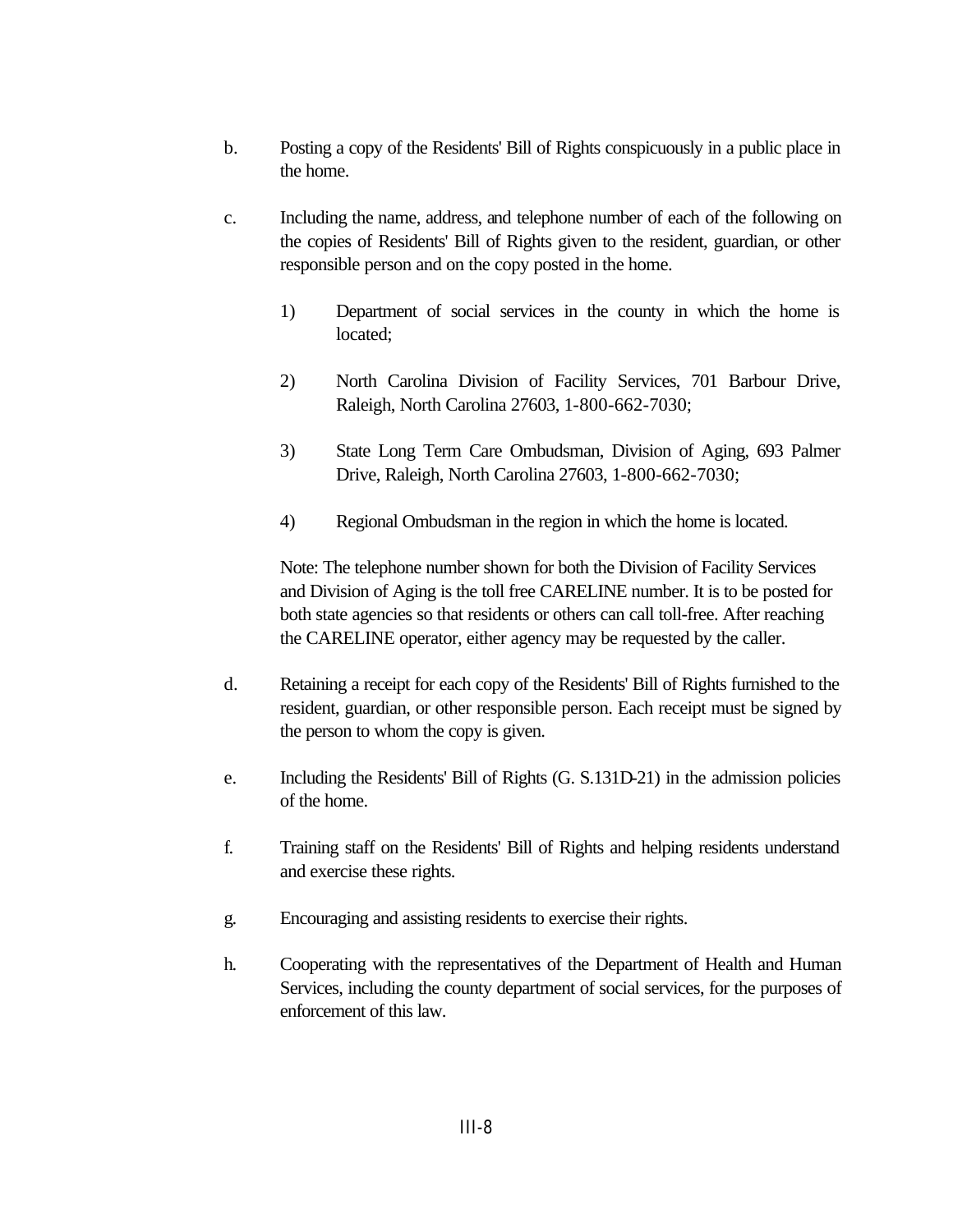b. Posting a copy of the Residents' Bill of Rights conspicuously in a public place in the home.

c. Including the name, address, and telephone number of each of the following on the copies of Residents' Bill of Rights given to the resident, guardian, or other responsible person and on the copy posted in the home.

   1) Department of social services in the county in which the home is located;

   2) North Carolina Division of Facility Services, 701 Barbour Drive, Raleigh, North Carolina 27603, 1-800-662-7030;

   3) State Long Term Care Ombudsman, Division of Aging, 693 Palmer Drive, Raleigh, North Carolina 27603, 1-800-662-7030;

   4) Regional Ombudsman in the region in which the home is located.

   Note: The telephone number shown for both the Division of Facility Services and Division of Aging is the toll free CARELINE number. It is to be posted for both state agencies so that residents or others can call toll-free. After reaching the CARELINE operator, either agency may be requested by the caller.

d. Retaining a receipt for each copy of the Residents' Bill of Rights furnished to the resident, guardian, or other responsible person. Each receipt must be signed by the person to whom the copy is given.

e. Including the Residents' Bill of Rights (G. S.131D-21) in the admission policies of the home.

f. Training staff on the Residents' Bill of Rights and helping residents understand and exercise these rights.

g. Encouraging and assisting residents to exercise their rights.

h. Cooperating with the representatives of the Department of Health and Human Services, including the county department of social services, for the purposes of enforcement of this law.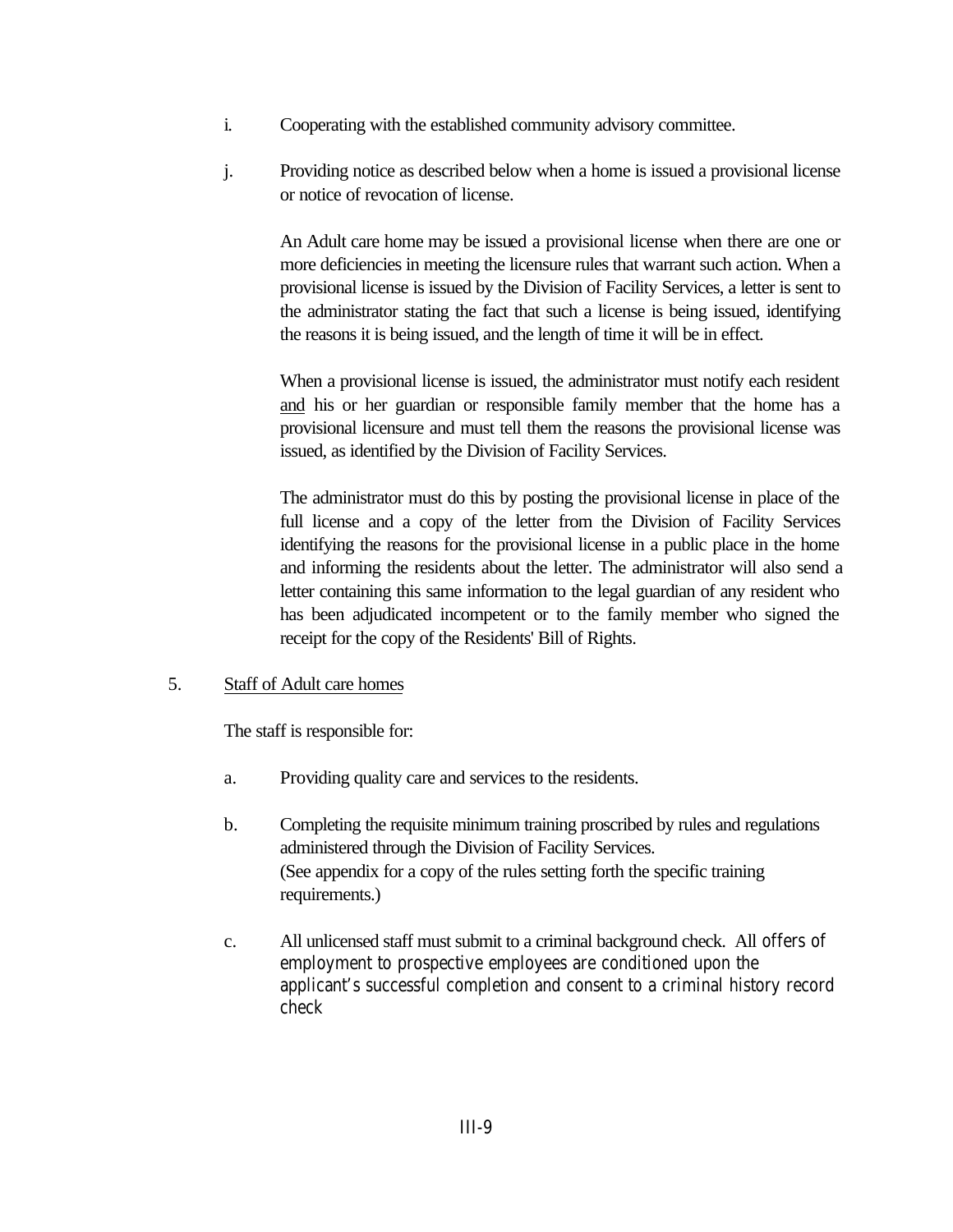i. Cooperating with the established community advisory committee.

j. Providing notice as described below when a home is issued a provisional license or notice of revocation of license.

   An Adult care home may be issued a provisional license when there are one or more deficiencies in meeting the licensure rules that warrant such action. When a provisional license is issued by the Division of Facility Services, a letter is sent to the administrator stating the fact that such a license is being issued, identifying the reasons it is being issued, and the length of time it will be in effect.

   When a provisional license is issued, the administrator must notify each resident <u>and</u> his or her guardian or responsible family member that the home has a provisional licensure and must tell them the reasons the provisional license was issued, as identified by the Division of Facility Services.

   The administrator must do this by posting the provisional license in place of the full license and a copy of the letter from the Division of Facility Services identifying the reasons for the provisional license in a public place in the home and informing the residents about the letter. The administrator will also send a letter containing this same information to the legal guardian of any resident who has been adjudicated incompetent or to the family member who signed the receipt for the copy of the Residents' Bill of Rights.

5. <u>Staff of Adult care homes</u>

   The staff is responsible for:

   a. Providing quality care and services to the residents.

   b. Completing the requisite minimum training proscribed by rules and regulations administered through the Division of Facility Services.
      (See appendix for a copy of the rules setting forth the specific training requirements.)

   c. All unlicensed staff must submit to a criminal background check. All offers of employment to prospective employees are conditioned upon the applicant's successful completion and consent to a criminal history record check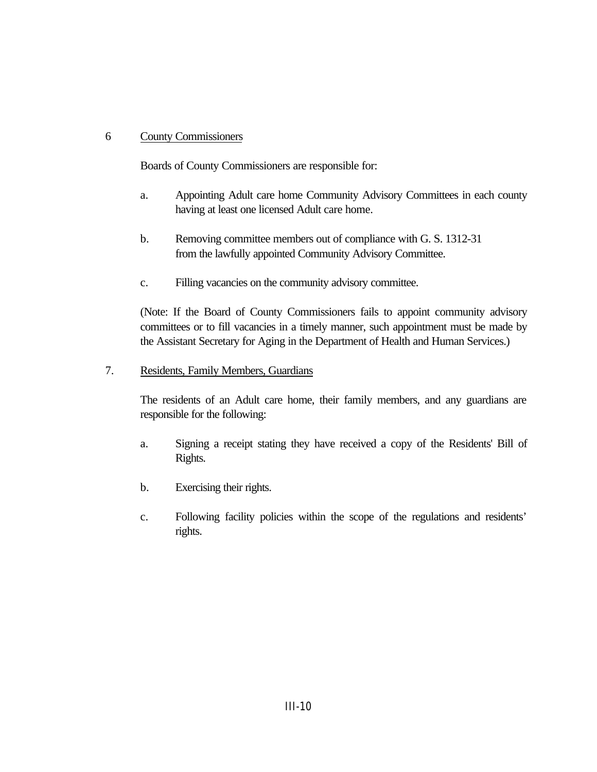6 County Commissioners

Boards of County Commissioners are responsible for:

a. Appointing Adult care home Community Advisory Committees in each county having at least one licensed Adult care home.

b. Removing committee members out of compliance with G. S. 1312-31 from the lawfully appointed Community Advisory Committee.

c. Filling vacancies on the community advisory committee.

(Note: If the Board of County Commissioners fails to appoint community advisory committees or to fill vacancies in a timely manner, such appointment must be made by the Assistant Secretary for Aging in the Department of Health and Human Services.)

7. Residents, Family Members, Guardians

The residents of an Adult care home, their family members, and any guardians are responsible for the following:

a. Signing a receipt stating they have received a copy of the Residents' Bill of Rights.

b. Exercising their rights.

c. Following facility policies within the scope of the regulations and residents' rights.